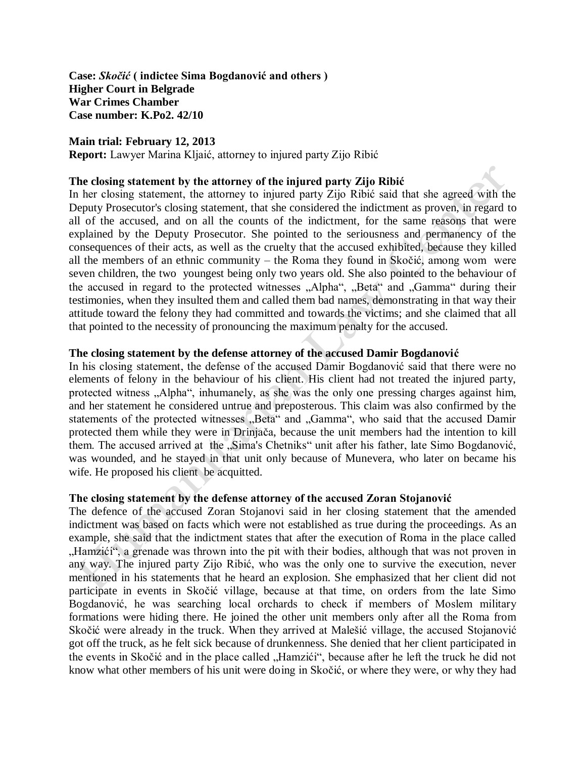**Case:** ***Skočić*** **( indictee Sima Bogdanović and others )**
**Higher Court in Belgrade**
**War Crimes Chamber**
**Case number: K.Po2. 42/10**

**Main trial: February 12, 2013**
**Report:** Lawyer Marina Kljaić, attorney to injured party Zijo Ribić

**The closing statement by the attorney of the injured party Zijo Ribić**

In her closing statement, the attorney to injured party Zijo Ribić said that she agreed with the Deputy Prosecutor's closing statement, that she considered the indictment as proven, in regard to all of the accused, and on all the counts of the indictment, for the same reasons that were explained by the Deputy Prosecutor. She pointed to the seriousness and permanency of the consequences of their acts, as well as the cruelty that the accused exhibited, because they killed all the members of an ethnic community – the Roma they found in Skočić, among wom were seven children, the two youngest being only two years old. She also pointed to the behaviour of the accused in regard to the protected witnesses „Alpha", „Beta" and „Gamma" during their testimonies, when they insulted them and called them bad names, demonstrating in that way their attitude toward the felony they had committed and towards the victims; and she claimed that all that pointed to the necessity of pronouncing the maximum penalty for the accused.

**The closing statement by the defense attorney of the accused Damir Bogdanović**

In his closing statement, the defense of the accused Damir Bogdanović said that there were no elements of felony in the behaviour of his client. His client had not treated the injured party, protected witness „Alpha", inhumanely, as she was the only one pressing charges against him, and her statement he considered untrue and preposterous. This claim was also confirmed by the statements of the protected witnesses „Beta" and „Gamma", who said that the accused Damir protected them while they were in Drinjača, because the unit members had the intention to kill them. The accused arrived at the „Sima's Chetniks" unit after his father, late Simo Bogdanović, was wounded, and he stayed in that unit only because of Munevera, who later on became his wife. He proposed his client be acquitted.

**The closing statement by the defense attorney of the accused Zoran Stojanović**

The defence of the accused Zoran Stojanovi said in her closing statement that the amended indictment was based on facts which were not established as true during the proceedings. As an example, she said that the indictment states that after the execution of Roma in the place called „Hamzići", a grenade was thrown into the pit with their bodies, although that was not proven in any way. The injured party Zijo Ribić, who was the only one to survive the execution, never mentioned in his statements that he heard an explosion. She emphasized that her client did not participate in events in Skočić village, because at that time, on orders from the late Simo Bogdanović, he was searching local orchards to check if members of Moslem military formations were hiding there. He joined the other unit members only after all the Roma from Skočić were already in the truck. When they arrived at Malešić village, the accused Stojanović got off the truck, as he felt sick because of drunkenness. She denied that her client participated in the events in Skočić and in the place called „Hamzići", because after he left the truck he did not know what other members of his unit were doing in Skočić, or where they were, or why they had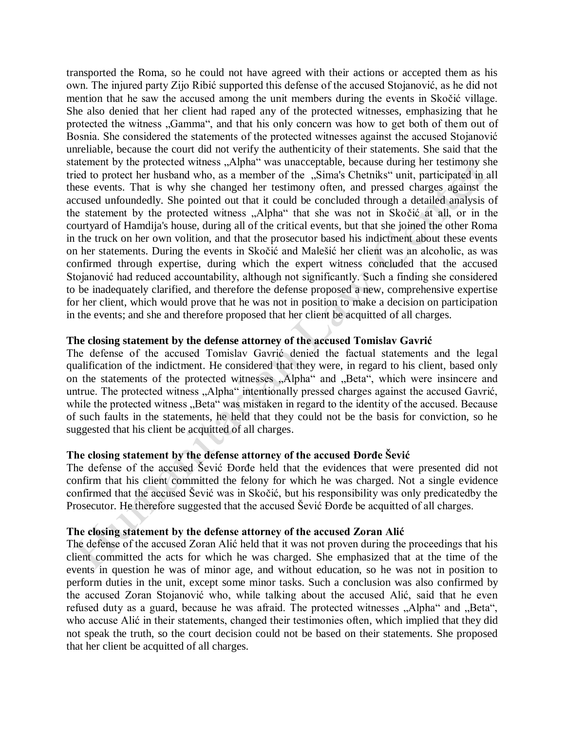transported the Roma, so he could not have agreed with their actions or accepted them as his own. The injured party Zijo Ribić supported this defense of the accused Stojanović, as he did not mention that he saw the accused among the unit members during the events in Skočić village. She also denied that her client had raped any of the protected witnesses, emphasizing that he protected the witness „Gamma", and that his only concern was how to get both of them out of Bosnia. She considered the statements of the protected witnesses against the accused Stojanović unreliable, because the court did not verify the authenticity of their statements. She said that the statement by the protected witness „Alpha" was unacceptable, because during her testimony she tried to protect her husband who, as a member of the „Sima's Chetniks" unit, participated in all these events. That is why she changed her testimony often, and pressed charges against the accused unfoundedly. She pointed out that it could be concluded through a detailed analysis of the statement by the protected witness „Alpha" that she was not in Skočić at all, or in the courtyard of Hamdija's house, during all of the critical events, but that she joined the other Roma in the truck on her own volition, and that the prosecutor based his indictment about these events on her statements. During the events in Skočić and Malešić her client was an alcoholic, as was confirmed through expertise, during which the expert witness concluded that the accused Stojanović had reduced accountability, although not significantly. Such a finding she considered to be inadequately clarified, and therefore the defense proposed a new, comprehensive expertise for her client, which would prove that he was not in position to make a decision on participation in the events; and she and therefore proposed that her client be acquitted of all charges.

**The closing statement by the defense attorney of the accused Tomislav Gavrić**

The defense of the accused Tomislav Gavrić denied the factual statements and the legal qualification of the indictment. He considered that they were, in regard to his client, based only on the statements of the protected witnesses „Alpha" and „Beta", which were insincere and untrue. The protected witness „Alpha" intentionally pressed charges against the accused Gavrić, while the protected witness „Beta" was mistaken in regard to the identity of the accused. Because of such faults in the statements, he held that they could not be the basis for conviction, so he suggested that his client be acquitted of all charges.

**The closing statement by the defense attorney of the accused Đorđe Šević**

The defense of the accused Šević Đorđe held that the evidences that were presented did not confirm that his client committed the felony for which he was charged. Not a single evidence confirmed that the accused Šević was in Skočić, but his responsibility was only predicatedby the Prosecutor. He therefore suggested that the accused Šević Đorđe be acquitted of all charges.

**The closing statement by the defense attorney of the accused Zoran Alić**

The defense of the accused Zoran Alić held that it was not proven during the proceedings that his client committed the acts for which he was charged. She emphasized that at the time of the events in question he was of minor age, and without education, so he was not in position to perform duties in the unit, except some minor tasks. Such a conclusion was also confirmed by the accused Zoran Stojanović who, while talking about the accused Alić, said that he even refused duty as a guard, because he was afraid. The protected witnesses „Alpha" and „Beta", who accuse Alić in their statements, changed their testimonies often, which implied that they did not speak the truth, so the court decision could not be based on their statements. She proposed that her client be acquitted of all charges.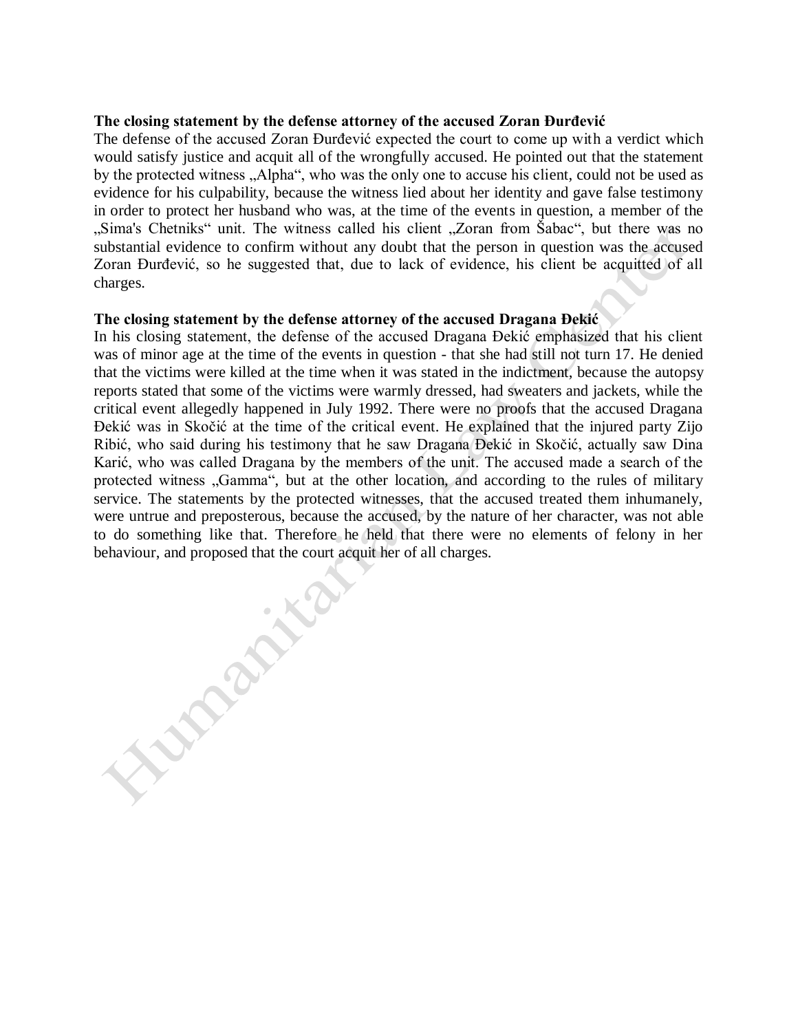**The closing statement by the defense attorney of the accused Zoran Đurđević**

The defense of the accused Zoran Đurđević expected the court to come up with a verdict which would satisfy justice and acquit all of the wrongfully accused. He pointed out that the statement by the protected witness „Alpha", who was the only one to accuse his client, could not be used as evidence for his culpability, because the witness lied about her identity and gave false testimony in order to protect her husband who was, at the time of the events in question, a member of the „Sima's Chetniks" unit. The witness called his client „Zoran from Šabac", but there was no substantial evidence to confirm without any doubt that the person in question was the accused Zoran Đurđević, so he suggested that, due to lack of evidence, his client be acquitted of all charges.

**The closing statement by the defense attorney of the accused Dragana Đekić**

In his closing statement, the defense of the accused Dragana Đekić emphasized that his client was of minor age at the time of the events in question - that she had still not turn 17. He denied that the victims were killed at the time when it was stated in the indictment, because the autopsy reports stated that some of the victims were warmly dressed, had sweaters and jackets, while the critical event allegedly happened in July 1992. There were no proofs that the accused Dragana Đekić was in Skočić at the time of the critical event. He explained that the injured party Zijo Ribić, who said during his testimony that he saw Dragana Đekić in Skočić, actually saw Dina Karić, who was called Dragana by the members of the unit. The accused made a search of the protected witness „Gamma", but at the other location, and according to the rules of military service. The statements by the protected witnesses, that the accused treated them inhumanely, were untrue and preposterous, because the accused, by the nature of her character, was not able to do something like that. Therefore he held that there were no elements of felony in her behaviour, and proposed that the court acquit her of all charges.